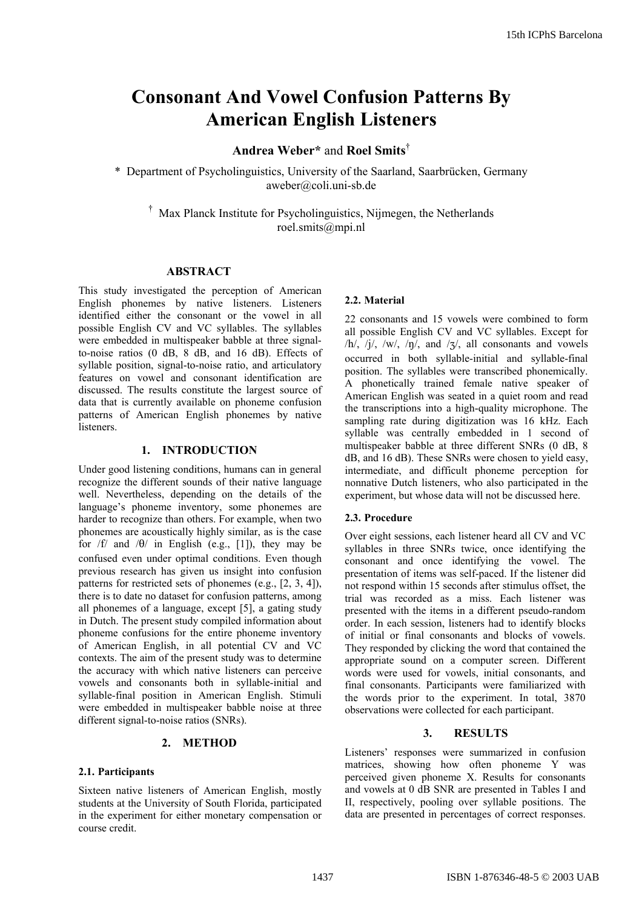# Consonant And Vowel Confusion Patterns By American English Listeners

**Andrea Weber*** and **Roel Smits**[†]

\* Department of Psycholinguistics, University of the Saarland, Saarbrücken, Germany
aweber@coli.uni-sb.de

[†] Max Planck Institute for Psycholinguistics, Nijmegen, the Netherlands
roel.smits@mpi.nl

## ABSTRACT

This study investigated the perception of American English phonemes by native listeners. Listeners identified either the consonant or the vowel in all possible English CV and VC syllables. The syllables were embedded in multispeaker babble at three signal-to-noise ratios (0 dB, 8 dB, and 16 dB). Effects of syllable position, signal-to-noise ratio, and articulatory features on vowel and consonant identification are discussed. The results constitute the largest source of data that is currently available on phoneme confusion patterns of American English phonemes by native listeners.

## 1. INTRODUCTION

Under good listening conditions, humans can in general recognize the different sounds of their native language well. Nevertheless, depending on the details of the language's phoneme inventory, some phonemes are harder to recognize than others. For example, when two phonemes are acoustically highly similar, as is the case for /f/ and /θ/ in English (e.g., [1]), they may be confused even under optimal conditions. Even though previous research has given us insight into confusion patterns for restricted sets of phonemes (e.g., [2, 3, 4]), there is to date no dataset for confusion patterns, among all phonemes of a language, except [5], a gating study in Dutch. The present study compiled information about phoneme confusions for the entire phoneme inventory of American English, in all potential CV and VC contexts. The aim of the present study was to determine the accuracy with which native listeners can perceive vowels and consonants both in syllable-initial and syllable-final position in American English. Stimuli were embedded in multispeaker babble noise at three different signal-to-noise ratios (SNRs).

## 2. METHOD

### 2.1. Participants

Sixteen native listeners of American English, mostly students at the University of South Florida, participated in the experiment for either monetary compensation or course credit.

### 2.2. Material

22 consonants and 15 vowels were combined to form all possible English CV and VC syllables. Except for /h/, /j/, /w/, /ŋ/, and /ʒ/, all consonants and vowels occurred in both syllable-initial and syllable-final position. The syllables were transcribed phonemically. A phonetically trained female native speaker of American English was seated in a quiet room and read the transcriptions into a high-quality microphone. The sampling rate during digitization was 16 kHz. Each syllable was centrally embedded in 1 second of multispeaker babble at three different SNRs (0 dB, 8 dB, and 16 dB). These SNRs were chosen to yield easy, intermediate, and difficult phoneme perception for nonnative Dutch listeners, who also participated in the experiment, but whose data will not be discussed here.

### 2.3. Procedure

Over eight sessions, each listener heard all CV and VC syllables in three SNRs twice, once identifying the consonant and once identifying the vowel. The presentation of items was self-paced. If the listener did not respond within 15 seconds after stimulus offset, the trial was recorded as a miss. Each listener was presented with the items in a different pseudo-random order. In each session, listeners had to identify blocks of initial or final consonants and blocks of vowels. They responded by clicking the word that contained the appropriate sound on a computer screen. Different words were used for vowels, initial consonants, and final consonants. Participants were familiarized with the words prior to the experiment. In total, 3870 observations were collected for each participant.

## 3. RESULTS

Listeners' responses were summarized in confusion matrices, showing how often phoneme Y was perceived given phoneme X. Results for consonants and vowels at 0 dB SNR are presented in Tables I and II, respectively, pooling over syllable positions. The data are presented in percentages of correct responses.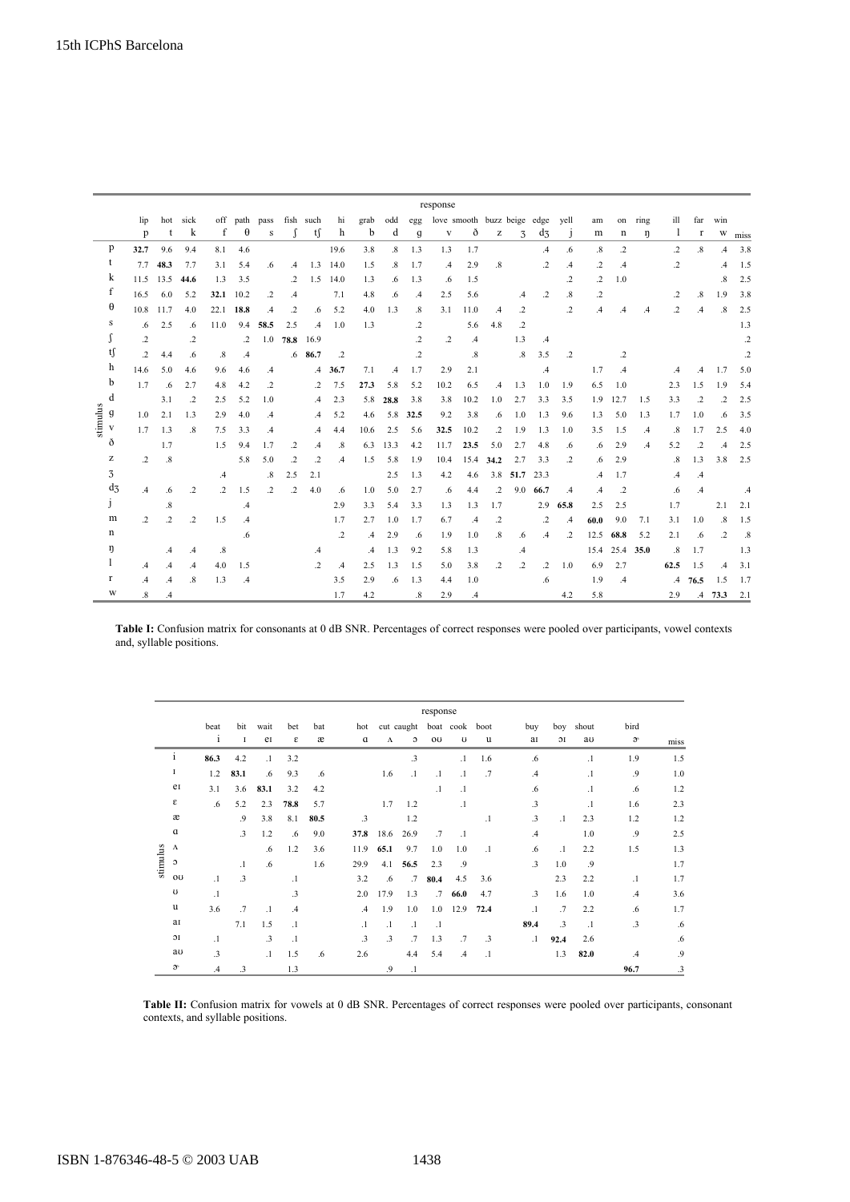| | response | | | | | | | | | | | | | | | | | | | | | | | | |
|---|---|---|---|---|---|---|---|---|---|---|---|---|---|---|---|---|---|---|---|---|---|---|---|---|---|
| | lip | hot | sick | off | path | pass | fish | such | hi | grab | odd | egg | love | smooth | buzz | beige | edge | yell | am | on | ring | ill | far | win | |
| stimulus | p | t | k | f | θ | s | ʃ | tʃ | h | b | d | g | v | ð | z | ʒ | dʒ | j | m | n | ŋ | l | r | w | miss |
| p | **32.7** | 9.6 | 9.4 | 8.1 | 4.6 | | | | 19.6 | 3.8 | .8 | 1.3 | 1.3 | 1.7 | | | .4 | .6 | .8 | .2 | | .2 | .8 | .4 | 3.8 |
| t | 7.7 | **48.3** | 7.7 | 3.1 | 5.4 | .6 | .4 | 1.3 | 14.0 | 1.5 | .8 | 1.7 | .4 | 2.9 | .8 | | .2 | .4 | .2 | .4 | | .2 | | .4 | 1.5 |
| k | 11.5 | 13.5 | **44.6** | 1.3 | 3.5 | | .2 | 1.5 | 14.0 | 1.3 | .6 | 1.3 | .6 | 1.5 | | | | .2 | .2 | 1.0 | | | | .8 | 2.5 |
| f | 16.5 | 6.0 | 5.2 | **32.1** | 10.2 | .2 | .4 | | 7.1 | 4.8 | .6 | .4 | 2.5 | 5.6 | | .4 | .2 | .8 | .2 | | | .2 | .8 | 1.9 | 3.8 |
| θ | 10.8 | 11.7 | 4.0 | 22.1 | **18.8** | .4 | .2 | .6 | 5.2 | 4.0 | 1.3 | .8 | 3.1 | 11.0 | .4 | .2 | | .2 | .4 | .4 | .4 | .2 | .4 | .8 | 2.5 |
| s | .6 | 2.5 | .6 | 11.0 | 9.4 | **58.5** | 2.5 | .4 | 1.0 | 1.3 | | .2 | | 5.6 | 4.8 | .2 | | | | | | | | | 1.3 |
| ʃ | .2 | | .2 | | .2 | 1.0 | **78.8** | 16.9 | | | | .2 | .2 | .4 | | 1.3 | .4 | | | | | | | | .2 |
| tʃ | .2 | 4.4 | .6 | .8 | .4 | | .6 | **86.7** | .2 | | | .2 | | .8 | | .8 | 3.5 | .2 | | .2 | | | | | .2 |
| h | 14.6 | 5.0 | 4.6 | 9.6 | 4.6 | .4 | | .4 | **36.7** | 7.1 | .4 | 1.7 | 2.9 | 2.1 | | | .4 | | 1.7 | .4 | | .4 | .4 | 1.7 | 5.0 |
| b | 1.7 | .6 | 2.7 | 4.8 | 4.2 | .2 | | .2 | 7.5 | **27.3** | 5.8 | 5.2 | 10.2 | 6.5 | .4 | 1.3 | 1.0 | 1.9 | 6.5 | 1.0 | | 2.3 | 1.5 | 1.9 | 5.4 |
| d | | 3.1 | .2 | 2.5 | 5.2 | 1.0 | | .4 | 2.3 | 5.8 | **28.8** | 3.8 | 3.8 | 10.2 | 1.0 | 2.7 | 3.3 | 3.5 | 1.9 | 12.7 | 1.5 | 3.3 | .2 | .2 | 2.5 |
| g | 1.0 | 2.1 | 1.3 | 2.9 | 4.0 | .4 | | .4 | 5.2 | 4.6 | 5.8 | **32.5** | 9.2 | 3.8 | .6 | 1.0 | 1.3 | 9.6 | 1.3 | 5.0 | 1.3 | 1.7 | 1.0 | .6 | 3.5 |
| v | 1.7 | 1.3 | .8 | 7.5 | 3.3 | .4 | | .4 | 4.4 | 10.6 | 2.5 | 5.6 | **32.5** | 10.2 | .2 | 1.9 | 1.3 | 1.0 | 3.5 | 1.5 | .4 | .8 | 1.7 | 2.5 | 4.0 |
| ð | | 1.7 | | 1.5 | 9.4 | 1.7 | .2 | .4 | .8 | 6.3 | 13.3 | 4.2 | 11.7 | **23.5** | 5.0 | 2.7 | 4.8 | .6 | .6 | 2.9 | .4 | 5.2 | .2 | .4 | 2.5 |
| z | .2 | .8 | | | 5.8 | 5.0 | .2 | .2 | .4 | 1.5 | 5.8 | 1.9 | 10.4 | 15.4 | **34.2** | 2.7 | 3.3 | .2 | .6 | 2.9 | | .8 | 1.3 | 3.8 | 2.5 |
| ʒ | | | | .4 | | .8 | 2.5 | 2.1 | | | 2.5 | 1.3 | 4.2 | 4.6 | 3.8 | **51.7** | 23.3 | | .4 | 1.7 | | .4 | .4 | | |
| dʒ | .4 | .6 | .2 | .2 | 1.5 | .2 | .2 | 4.0 | .6 | 1.0 | 5.0 | 2.7 | .6 | 4.4 | .2 | 9.0 | **66.7** | .4 | .4 | .2 | | .6 | .4 | | .4 |
| j | | .8 | | | .4 | | | | 2.9 | 3.3 | 5.4 | 3.3 | 1.3 | 1.3 | 1.7 | | 2.9 | **65.8** | 2.5 | 2.5 | | 1.7 | | 2.1 | 2.1 |
| m | .2 | .2 | .2 | 1.5 | .4 | | | | 1.7 | 2.7 | 1.0 | 1.7 | 6.7 | .4 | .2 | | .2 | .4 | **60.0** | 9.0 | 7.1 | 3.1 | 1.0 | .8 | 1.5 |
| n | | | | | .6 | | | | .2 | .4 | 2.9 | .6 | 1.9 | 1.0 | .8 | .6 | .4 | .2 | 12.5 | **68.8** | 5.2 | 2.1 | .6 | .2 | .8 |
| ŋ | | .4 | .4 | .8 | | | | .4 | | .4 | 1.3 | 9.2 | 5.8 | 1.3 | | .4 | | | 15.4 | 25.4 | **35.0** | .8 | 1.7 | | 1.3 |
| l | .4 | .4 | .4 | 4.0 | 1.5 | | | .2 | .4 | 2.5 | 1.3 | 1.5 | 5.0 | 3.8 | .2 | .2 | .2 | 1.0 | 6.9 | 2.7 | | **62.5** | 1.5 | .4 | 3.1 |
| r | .4 | .4 | .8 | 1.3 | .4 | | | | 3.5 | 2.9 | .6 | 1.3 | 4.4 | 1.0 | | | .6 | | 1.9 | .4 | | .4 | **76.5** | 1.5 | 1.7 |
| w | .8 | .4 | | | | | | | 1.7 | 4.2 | | .8 | 2.9 | .4 | | | | 4.2 | 5.8 | | | 2.9 | .4 | **73.3** | 2.1 |

**Table I:** Confusion matrix for consonants at 0 dB SNR. Percentages of correct responses were pooled over participants, vowel contexts and, syllable positions.

| | response | | | | | | | | | | | | | | | |
|---|---|---|---|---|---|---|---|---|---|---|---|---|---|---|---|---|
| | beat | bit | wait | bet | bat | hot | cut | caught | boat | cook | boot | buy | boy | shout | bird | |
| stimulus | i | ɪ | eɪ | ɛ | æ | ɑ | ʌ | ɔ | oʊ | ʊ | u | aɪ | ɔɪ | aʊ | ɝ | miss |
| i | **86.3** | 4.2 | .1 | 3.2 | | | | .3 | | .1 | 1.6 | .6 | | .1 | 1.9 | 1.5 |
| ɪ | 1.2 | **83.1** | .6 | 9.3 | .6 | | 1.6 | .1 | .1 | .1 | .7 | .4 | | .1 | .9 | 1.0 |
| eɪ | 3.1 | 3.6 | **83.1** | 3.2 | 4.2 | | | | .1 | .1 | | .6 | | .1 | .6 | 1.2 |
| ɛ | .6 | 5.2 | 2.3 | **78.8** | 5.7 | | 1.7 | 1.2 | | .1 | | .3 | | .1 | 1.6 | 2.3 |
| æ | | .9 | 3.8 | 8.1 | **80.5** | .3 | | 1.2 | | | .1 | .3 | .1 | 2.3 | 1.2 | 1.2 |
| ɑ | | .3 | 1.2 | .6 | 9.0 | **37.8** | 18.6 | 26.9 | .7 | .1 | | .4 | | 1.0 | .9 | 2.5 |
| ʌ | | | .6 | 1.2 | 3.6 | 11.9 | **65.1** | 9.7 | 1.0 | 1.0 | .1 | .6 | .1 | 2.2 | 1.5 | 1.3 |
| ɔ | | .1 | .6 | | 1.6 | 29.9 | 4.1 | **56.5** | 2.3 | .9 | | .3 | 1.0 | .9 | | 1.7 |
| oʊ | .1 | .3 | | .1 | | 3.2 | .6 | .7 | **80.4** | 4.5 | 3.6 | | 2.3 | 2.2 | .1 | 1.7 |
| ʊ | .1 | | | .3 | | 2.0 | 17.9 | 1.3 | .7 | **66.0** | 4.7 | .3 | 1.6 | 1.0 | .4 | 3.6 |
| u | 3.6 | .7 | .1 | .4 | | .4 | 1.9 | 1.0 | 1.0 | 12.9 | **72.4** | .1 | .7 | 2.2 | .6 | 1.7 |
| aɪ | | 7.1 | 1.5 | .1 | | .1 | .1 | .1 | .1 | | | **89.4** | .3 | .1 | .3 | .6 |
| ɔɪ | .1 | | .3 | .1 | | .3 | .3 | .7 | 1.3 | .7 | .3 | .1 | **92.4** | 2.6 | | .6 |
| aʊ | .3 | | .1 | 1.5 | .6 | 2.6 | | 4.4 | 5.4 | .4 | .1 | | 1.3 | **82.0** | .4 | .9 |
| ɝ | .4 | .3 | | 1.3 | | | .9 | .1 | | | | | | | **96.7** | .3 |

**Table II:** Confusion matrix for vowels at 0 dB SNR. Percentages of correct responses were pooled over participants, consonant contexts, and syllable positions.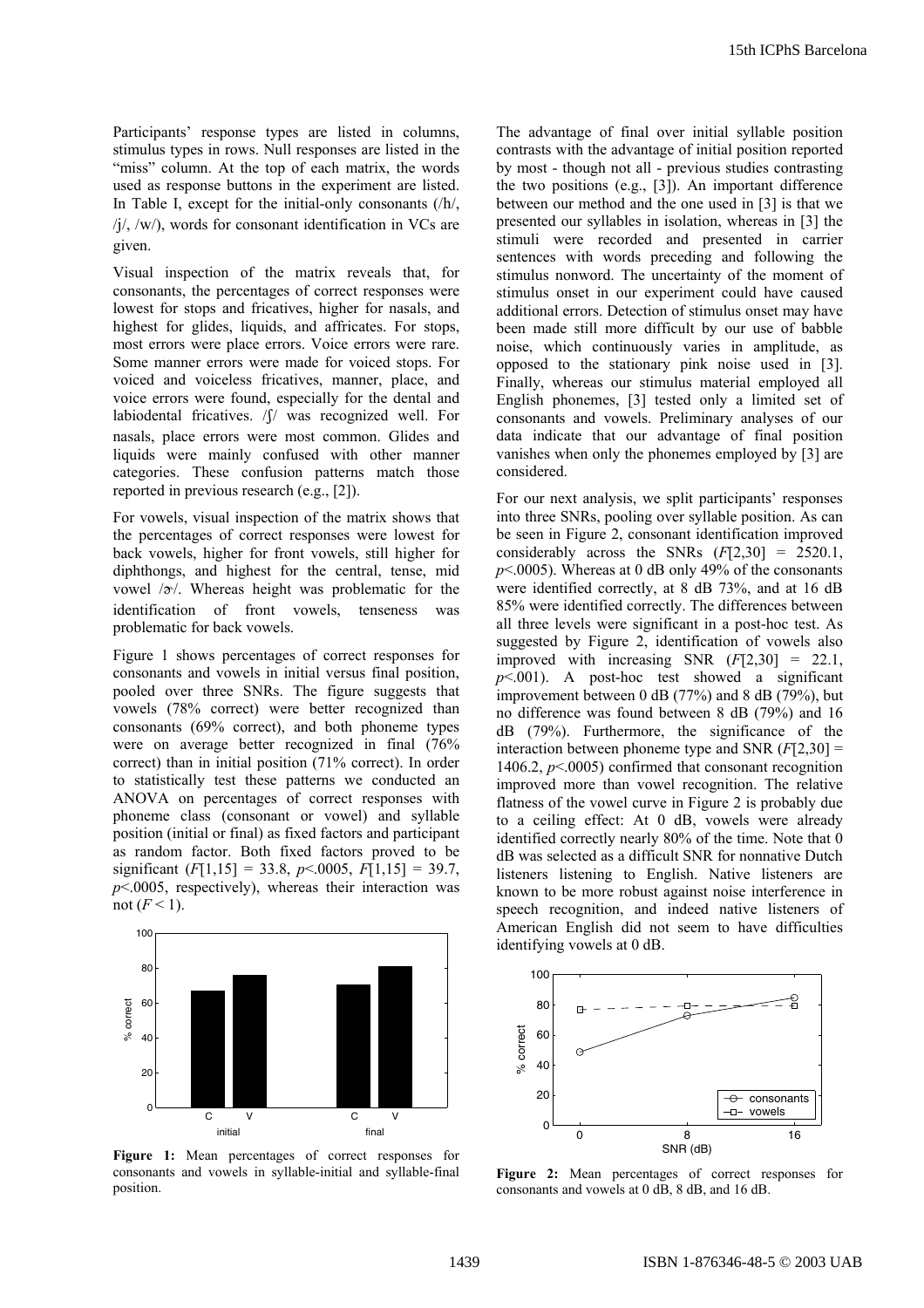Participants' response types are listed in columns, stimulus types in rows. Null responses are listed in the "miss" column. At the top of each matrix, the words used as response buttons in the experiment are listed. In Table I, except for the initial-only consonants (/h/, /j/, /w/), words for consonant identification in VCs are given.

Visual inspection of the matrix reveals that, for consonants, the percentages of correct responses were lowest for stops and fricatives, higher for nasals, and highest for glides, liquids, and affricates. For stops, most errors were place errors. Voice errors were rare. Some manner errors were made for voiced stops. For voiced and voiceless fricatives, manner, place, and voice errors were found, especially for the dental and labiodental fricatives. /ʃ/ was recognized well. For nasals, place errors were most common. Glides and liquids were mainly confused with other manner categories. These confusion patterns match those reported in previous research (e.g., [2]).

For vowels, visual inspection of the matrix shows that the percentages of correct responses were lowest for back vowels, higher for front vowels, still higher for diphthongs, and highest for the central, tense, mid vowel /ɚ/. Whereas height was problematic for the identification of front vowels, tenseness was problematic for back vowels.

Figure 1 shows percentages of correct responses for consonants and vowels in initial versus final position, pooled over three SNRs. The figure suggests that vowels (78% correct) were better recognized than consonants (69% correct), and both phoneme types were on average better recognized in final (76% correct) than in initial position (71% correct). In order to statistically test these patterns we conducted an ANOVA on percentages of correct responses with phoneme class (consonant or vowel) and syllable position (initial or final) as fixed factors and participant as random factor. Both fixed factors proved to be significant ($F[1,15] = 33.8$, $p<.0005$, $F[1,15] = 39.7$, $p<.0005$, respectively), whereas their interaction was not ($F < 1$).

**Figure 1:** Mean percentages of correct responses for consonants and vowels in syllable-initial and syllable-final position.

The advantage of final over initial syllable position contrasts with the advantage of initial position reported by most - though not all - previous studies contrasting the two positions (e.g., [3]). An important difference between our method and the one used in [3] is that we presented our syllables in isolation, whereas in [3] the stimuli were recorded and presented in carrier sentences with words preceding and following the stimulus nonword. The uncertainty of the moment of stimulus onset in our experiment could have caused additional errors. Detection of stimulus onset may have been made still more difficult by our use of babble noise, which continuously varies in amplitude, as opposed to the stationary pink noise used in [3]. Finally, whereas our stimulus material employed all English phonemes, [3] tested only a limited set of consonants and vowels. Preliminary analyses of our data indicate that our advantage of final position vanishes when only the phonemes employed by [3] are considered.

For our next analysis, we split participants' responses into three SNRs, pooling over syllable position. As can be seen in Figure 2, consonant identification improved considerably across the SNRs ($F[2,30] = 2520.1$, $p<.0005$). Whereas at 0 dB only 49% of the consonants were identified correctly, at 8 dB 73%, and at 16 dB 85% were identified correctly. The differences between all three levels were significant in a post-hoc test. As suggested by Figure 2, identification of vowels also improved with increasing SNR ($F[2,30] = 22.1$, $p<.001$). A post-hoc test showed a significant improvement between 0 dB (77%) and 8 dB (79%), but no difference was found between 8 dB (79%) and 16 dB (79%). Furthermore, the significance of the interaction between phoneme type and SNR ($F[2,30] = 1406.2$, $p<.0005$) confirmed that consonant recognition improved more than vowel recognition. The relative flatness of the vowel curve in Figure 2 is probably due to a ceiling effect: At 0 dB, vowels were already identified correctly nearly 80% of the time. Note that 0 dB was selected as a difficult SNR for nonnative Dutch listeners listening to English. Native listeners are known to be more robust against noise interference in speech recognition, and indeed native listeners of American English did not seem to have difficulties identifying vowels at 0 dB.

**Figure 2:** Mean percentages of correct responses for consonants and vowels at 0 dB, 8 dB, and 16 dB.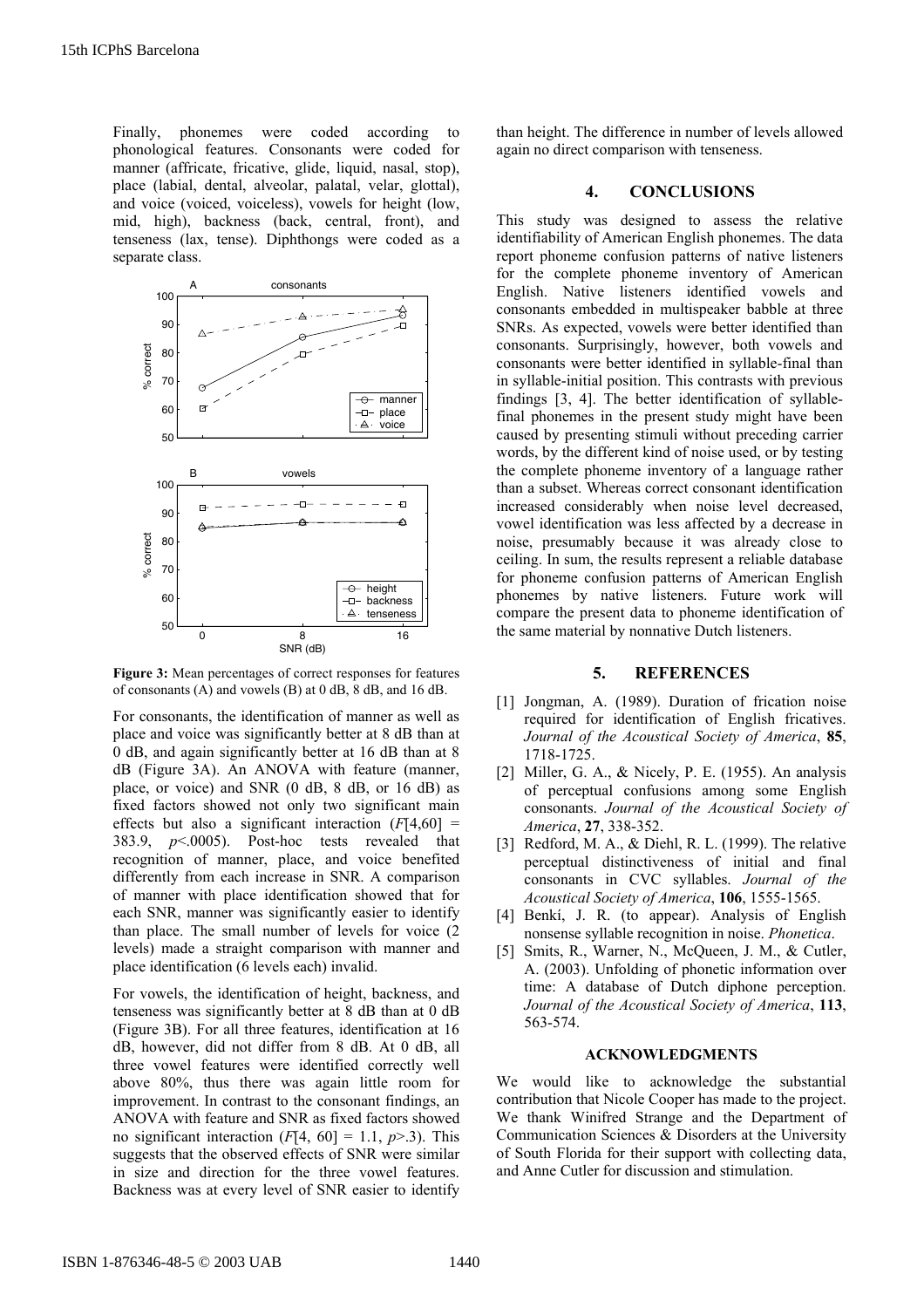Finally, phonemes were coded according to phonological features. Consonants were coded for manner (affricate, fricative, glide, liquid, nasal, stop), place (labial, dental, alveolar, palatal, velar, glottal), and voice (voiced, voiceless), vowels for height (low, mid, high), backness (back, central, front), and tenseness (lax, tense). Diphthongs were coded as a separate class.

A consonants

% correct

100
90
80
70
60
50

manner
place
voice

B vowels

% correct

100
90
80
70
60
50

height
backness
tenseness

0 8 16

SNR (dB)

**Figure 3:** Mean percentages of correct responses for features of consonants (A) and vowels (B) at 0 dB, 8 dB, and 16 dB.

For consonants, the identification of manner as well as place and voice was significantly better at 8 dB than at 0 dB, and again significantly better at 16 dB than at 8 dB (Figure 3A). An ANOVA with feature (manner, place, or voice) and SNR (0 dB, 8 dB, or 16 dB) as fixed factors showed not only two significant main effects but also a significant interaction ($F[4,60] = 383.9$, $p<.0005$). Post-hoc tests revealed that recognition of manner, place, and voice benefited differently from each increase in SNR. A comparison of manner with place identification showed that for each SNR, manner was significantly easier to identify than place. The small number of levels for voice (2 levels) made a straight comparison with manner and place identification (6 levels each) invalid.

For vowels, the identification of height, backness, and tenseness was significantly better at 8 dB than at 0 dB (Figure 3B). For all three features, identification at 16 dB, however, did not differ from 8 dB. At 0 dB, all three vowel features were identified correctly well above 80%, thus there was again little room for improvement. In contrast to the consonant findings, an ANOVA with feature and SNR as fixed factors showed no significant interaction ($F[4, 60] = 1.1$, $p>.3$). This suggests that the observed effects of SNR were similar in size and direction for the three vowel features. Backness was at every level of SNR easier to identify than height. The difference in number of levels allowed again no direct comparison with tenseness.

## 4. CONCLUSIONS

This study was designed to assess the relative identifiability of American English phonemes. The data report phoneme confusion patterns of native listeners for the complete phoneme inventory of American English. Native listeners identified vowels and consonants embedded in multispeaker babble at three SNRs. As expected, vowels were better identified than consonants. Surprisingly, however, both vowels and consonants were better identified in syllable-final than in syllable-initial position. This contrasts with previous findings [3, 4]. The better identification of syllable-final phonemes in the present study might have been caused by presenting stimuli without preceding carrier words, by the different kind of noise used, or by testing the complete phoneme inventory of a language rather than a subset. Whereas correct consonant identification increased considerably when noise level decreased, vowel identification was less affected by a decrease in noise, presumably because it was already close to ceiling. In sum, the results represent a reliable database for phoneme confusion patterns of American English phonemes by native listeners. Future work will compare the present data to phoneme identification of the same material by nonnative Dutch listeners.

## 5. REFERENCES

[1] Jongman, A. (1989). Duration of frication noise required for identification of English fricatives. *Journal of the Acoustical Society of America*, **85**, 1718-1725.

[2] Miller, G. A., & Nicely, P. E. (1955). An analysis of perceptual confusions among some English consonants. *Journal of the Acoustical Society of America*, **27**, 338-352.

[3] Redford, M. A., & Diehl, R. L. (1999). The relative perceptual distinctiveness of initial and final consonants in CVC syllables. *Journal of the Acoustical Society of America*, **106**, 1555-1565.

[4] Benkí, J. R. (to appear). Analysis of English nonsense syllable recognition in noise. *Phonetica*.

[5] Smits, R., Warner, N., McQueen, J. M., & Cutler, A. (2003). Unfolding of phonetic information over time: A database of Dutch diphone perception. *Journal of the Acoustical Society of America*, **113**, 563-574.

### ACKNOWLEDGMENTS

We would like to acknowledge the substantial contribution that Nicole Cooper has made to the project. We thank Winifred Strange and the Department of Communication Sciences & Disorders at the University of South Florida for their support with collecting data, and Anne Cutler for discussion and stimulation.